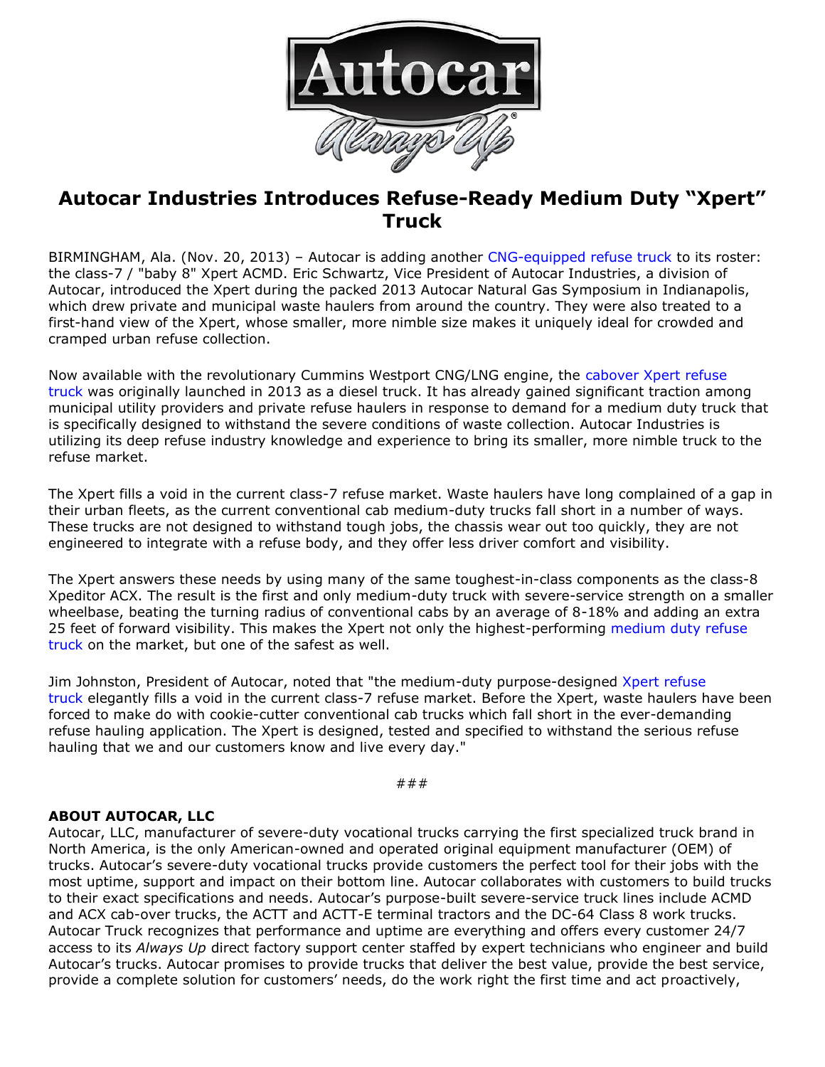# Autocar Industries Introduces Refuse-Ready Medium Duty "Xpert" Truck

BIRMINGHAM, Ala. (Nov. 20, 2013) – Autocar is adding another CNG-equipped refuse truck to its roster: the class-7 / "baby 8" Xpert ACMD. Eric Schwartz, Vice President of Autocar Industries, a division of Autocar, introduced the Xpert during the packed 2013 Autocar Natural Gas Symposium in Indianapolis, which drew private and municipal waste haulers from around the country. They were also treated to a first-hand view of the Xpert, whose smaller, more nimble size makes it uniquely ideal for crowded and cramped urban refuse collection.

Now available with the revolutionary Cummins Westport CNG/LNG engine, the cabover Xpert refuse truck was originally launched in 2013 as a diesel truck. It has already gained significant traction among municipal utility providers and private refuse haulers in response to demand for a medium duty truck that is specifically designed to withstand the severe conditions of waste collection. Autocar Industries is utilizing its deep refuse industry knowledge and experience to bring its smaller, more nimble truck to the refuse market.

The Xpert fills a void in the current class-7 refuse market. Waste haulers have long complained of a gap in their urban fleets, as the current conventional cab medium-duty trucks fall short in a number of ways. These trucks are not designed to withstand tough jobs, the chassis wear out too quickly, they are not engineered to integrate with a refuse body, and they offer less driver comfort and visibility.

The Xpert answers these needs by using many of the same toughest-in-class components as the class-8 Xpeditor ACX. The result is the first and only medium-duty truck with severe-service strength on a smaller wheelbase, beating the turning radius of conventional cabs by an average of 8-18% and adding an extra 25 feet of forward visibility. This makes the Xpert not only the highest-performing medium duty refuse truck on the market, but one of the safest as well.

Jim Johnston, President of Autocar, noted that "the medium-duty purpose-designed Xpert refuse truck elegantly fills a void in the current class-7 refuse market. Before the Xpert, waste haulers have been forced to make do with cookie-cutter conventional cab trucks which fall short in the ever-demanding refuse hauling application. The Xpert is designed, tested and specified to withstand the serious refuse hauling that we and our customers know and live every day."

###

**ABOUT AUTOCAR, LLC**

Autocar, LLC, manufacturer of severe-duty vocational trucks carrying the first specialized truck brand in North America, is the only American-owned and operated original equipment manufacturer (OEM) of trucks. Autocar's severe-duty vocational trucks provide customers the perfect tool for their jobs with the most uptime, support and impact on their bottom line. Autocar collaborates with customers to build trucks to their exact specifications and needs. Autocar's purpose-built severe-service truck lines include ACMD and ACX cab-over trucks, the ACTT and ACTT-E terminal tractors and the DC-64 Class 8 work trucks. Autocar Truck recognizes that performance and uptime are everything and offers every customer 24/7 access to its *Always Up* direct factory support center staffed by expert technicians who engineer and build Autocar's trucks. Autocar promises to provide trucks that deliver the best value, provide the best service, provide a complete solution for customers' needs, do the work right the first time and act proactively,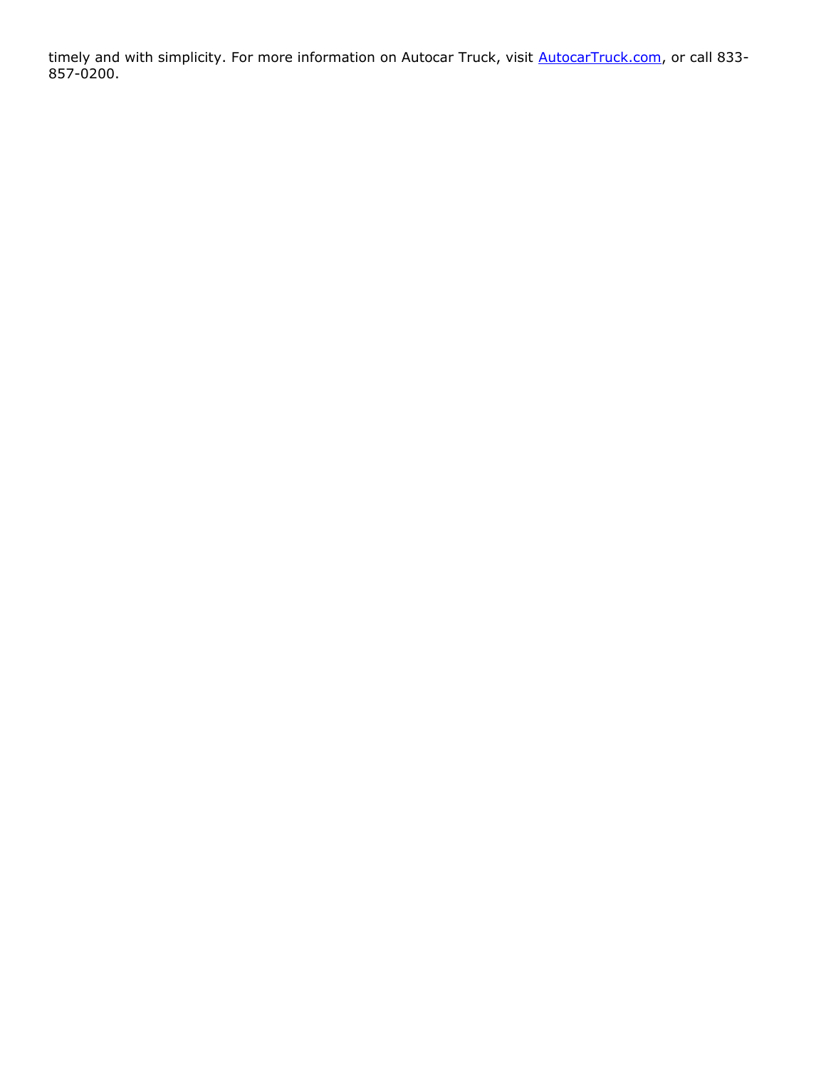timely and with simplicity. For more information on Autocar Truck, visit AutocarTruck.com, or call 833-857-0200.